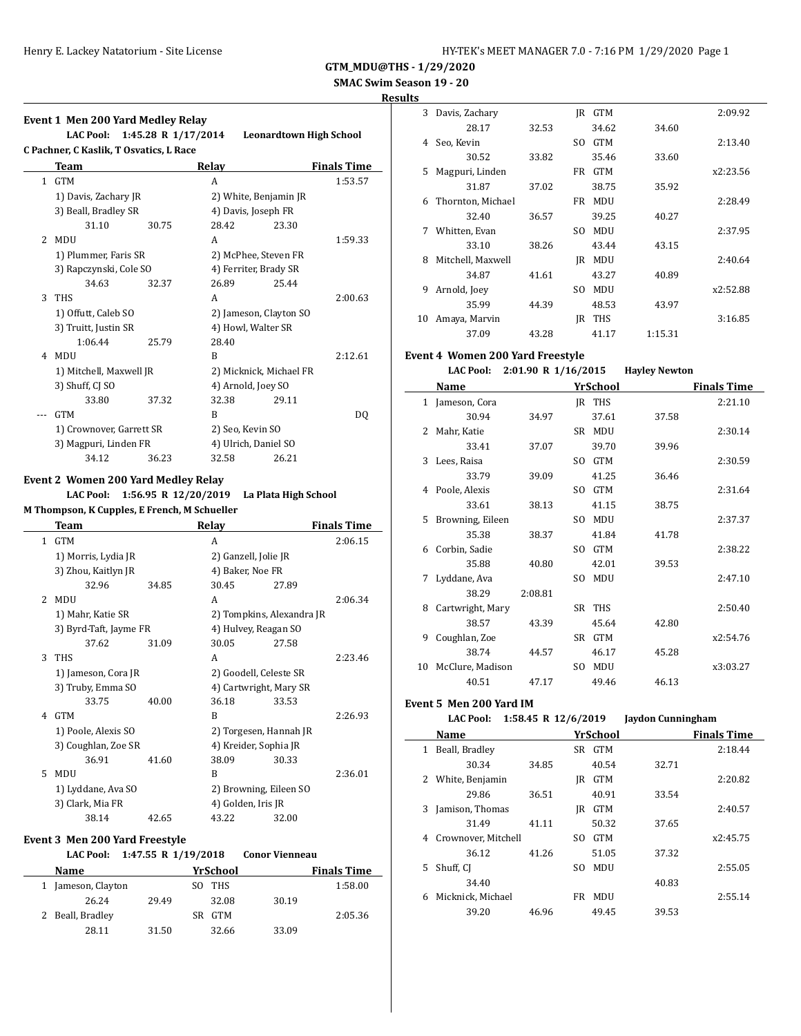**GTM_MDU@THS - 1/29/2020**

**SMAC Swim Season 19 - 20**

**Results**

### Event 1 Men 200 Yard Medley Relay

**LAC Pool: 1:45.28 R 1/17/2014 Leonardtown High School**
**C Pachner, C Kaslik, T Osvatics, L Race**

| | Team | Relay | Finals Time |
|---|---|---|---|
| 1 | GTM | A | 1:53.57 |
| | 1) Davis, Zachary JR | 2) White, Benjamin JR | |
| | 3) Beall, Bradley SR | 4) Davis, Joseph FR | |
| | 31.10 30.75 | 28.42 23.30 | |
| 2 | MDU | A | 1:59.33 |
| | 1) Plummer, Faris SR | 2) McPhee, Steven FR | |
| | 3) Rapczynski, Cole SO | 4) Ferriter, Brady SR | |
| | 34.63 32.37 | 26.89 25.44 | |
| 3 | THS | A | 2:00.63 |
| | 1) Offutt, Caleb SO | 2) Jameson, Clayton SO | |
| | 3) Truitt, Justin SR | 4) Howl, Walter SR | |
| | 1:06.44 25.79 | 28.40 | |
| 4 | MDU | B | 2:12.61 |
| | 1) Mitchell, Maxwell JR | 2) Micknick, Michael FR | |
| | 3) Shuff, CJ SO | 4) Arnold, Joey SO | |
| | 33.80 37.32 | 32.38 29.11 | |
| --- | GTM | B | DQ |
| | 1) Crownover, Garrett SR | 2) Seo, Kevin SO | |
| | 3) Magpuri, Linden FR | 4) Ulrich, Daniel SO | |
| | 34.12 36.23 | 32.58 26.21 | |

### Event 2 Women 200 Yard Medley Relay

**LAC Pool: 1:56.95 R 12/20/2019 La Plata High School**
**M Thompson, K Cupples, E French, M Schueller**

| | Team | Relay | Finals Time |
|---|---|---|---|
| 1 | GTM | A | 2:06.15 |
| | 1) Morris, Lydia JR | 2) Ganzell, Jolie JR | |
| | 3) Zhou, Kaitlyn JR | 4) Baker, Noe FR | |
| | 32.96 34.85 | 30.45 27.89 | |
| 2 | MDU | A | 2:06.34 |
| | 1) Mahr, Katie SR | 2) Tompkins, Alexandra JR | |
| | 3) Byrd-Taft, Jayme FR | 4) Hulvey, Reagan SO | |
| | 37.62 31.09 | 30.05 27.58 | |
| 3 | THS | A | 2:23.46 |
| | 1) Jameson, Cora JR | 2) Goodell, Celeste SR | |
| | 3) Truby, Emma SO | 4) Cartwright, Mary SR | |
| | 33.75 40.00 | 36.18 33.53 | |
| 4 | GTM | B | 2:26.93 |
| | 1) Poole, Alexis SO | 2) Torgesen, Hannah JR | |
| | 3) Coughlan, Zoe SR | 4) Kreider, Sophia JR | |
| | 36.91 41.60 | 38.09 30.33 | |
| 5 | MDU | B | 2:36.01 |
| | 1) Lyddane, Ava SO | 2) Browning, Eileen SO | |
| | 3) Clark, Mia FR | 4) Golden, Iris JR | |
| | 38.14 42.65 | 43.22 32.00 | |

### Event 3 Men 200 Yard Freestyle

**LAC Pool: 1:47.55 R 1/19/2018 Conor Vienneau**

| | Name | Yr | School | Finals Time |
|---|---|---|---|---|
| 1 | Jameson, Clayton | SO | THS | 1:58.00 |
| | 26.24 29.49 | | 32.08 30.19 | |
| 2 | Beall, Bradley | SR | GTM | 2:05.36 |
| | 28.11 31.50 | | 32.66 33.09 | |
| 3 | Davis, Zachary | JR | GTM | 2:09.92 |
| | 28.17 32.53 | | 34.62 34.60 | |
| 4 | Seo, Kevin | SO | GTM | 2:13.40 |
| | 30.52 33.82 | | 35.46 33.60 | |
| 5 | Magpuri, Linden | FR | GTM | x2:23.56 |
| | 31.87 37.02 | | 38.75 35.92 | |
| 6 | Thornton, Michael | FR | MDU | 2:28.49 |
| | 32.40 36.57 | | 39.25 40.27 | |
| 7 | Whitten, Evan | SO | MDU | 2:37.95 |
| | 33.10 38.26 | | 43.44 43.15 | |
| 8 | Mitchell, Maxwell | JR | MDU | 2:40.64 |
| | 34.87 41.61 | | 43.27 40.89 | |
| 9 | Arnold, Joey | SO | MDU | x2:52.88 |
| | 35.99 44.39 | | 48.53 43.97 | |
| 10 | Amaya, Marvin | JR | THS | 3:16.85 |
| | 37.09 43.28 | | 41.17 1:15.31 | |

### Event 4 Women 200 Yard Freestyle

**LAC Pool: 2:01.90 R 1/16/2015 Hayley Newton**

| | Name | Yr | School | Finals Time |
|---|---|---|---|---|
| 1 | Jameson, Cora | JR | THS | 2:21.10 |
| | 30.94 34.97 | | 37.61 37.58 | |
| 2 | Mahr, Katie | SR | MDU | 2:30.14 |
| | 33.41 37.07 | | 39.70 39.96 | |
| 3 | Lees, Raisa | SO | GTM | 2:30.59 |
| | 33.79 39.09 | | 41.25 36.46 | |
| 4 | Poole, Alexis | SO | GTM | 2:31.64 |
| | 33.61 38.13 | | 41.15 38.75 | |
| 5 | Browning, Eileen | SO | MDU | 2:37.37 |
| | 35.38 38.37 | | 41.84 41.78 | |
| 6 | Corbin, Sadie | SO | GTM | 2:38.22 |
| | 35.88 40.80 | | 42.01 39.53 | |
| 7 | Lyddane, Ava | SO | MDU | 2:47.10 |
| | 38.29 2:08.81 | | | |
| 8 | Cartwright, Mary | SR | THS | 2:50.40 |
| | 38.57 43.39 | | 45.64 42.80 | |
| 9 | Coughlan, Zoe | SR | GTM | x2:54.76 |
| | 38.74 44.57 | | 46.17 45.28 | |
| 10 | McClure, Madison | SO | MDU | x3:03.27 |
| | 40.51 47.17 | | 49.46 46.13 | |

### Event 5 Men 200 Yard IM

**LAC Pool: 1:58.45 R 12/6/2019 Jaydon Cunningham**

| | Name | Yr | School | Finals Time |
|---|---|---|---|---|
| 1 | Beall, Bradley | SR | GTM | 2:18.44 |
| | 30.34 34.85 | | 40.54 32.71 | |
| 2 | White, Benjamin | JR | GTM | 2:20.82 |
| | 29.86 36.51 | | 40.91 33.54 | |
| 3 | Jamison, Thomas | JR | GTM | 2:40.57 |
| | 31.49 41.11 | | 50.32 37.65 | |
| 4 | Crownover, Mitchell | SO | GTM | x2:45.75 |
| | 36.12 41.26 | | 51.05 37.32 | |
| 5 | Shuff, CJ | SO | MDU | 2:55.05 |
| | 34.40 | | 40.83 | |
| 6 | Micknick, Michael | FR | MDU | 2:55.14 |
| | 39.20 46.96 | | 49.45 39.53 | |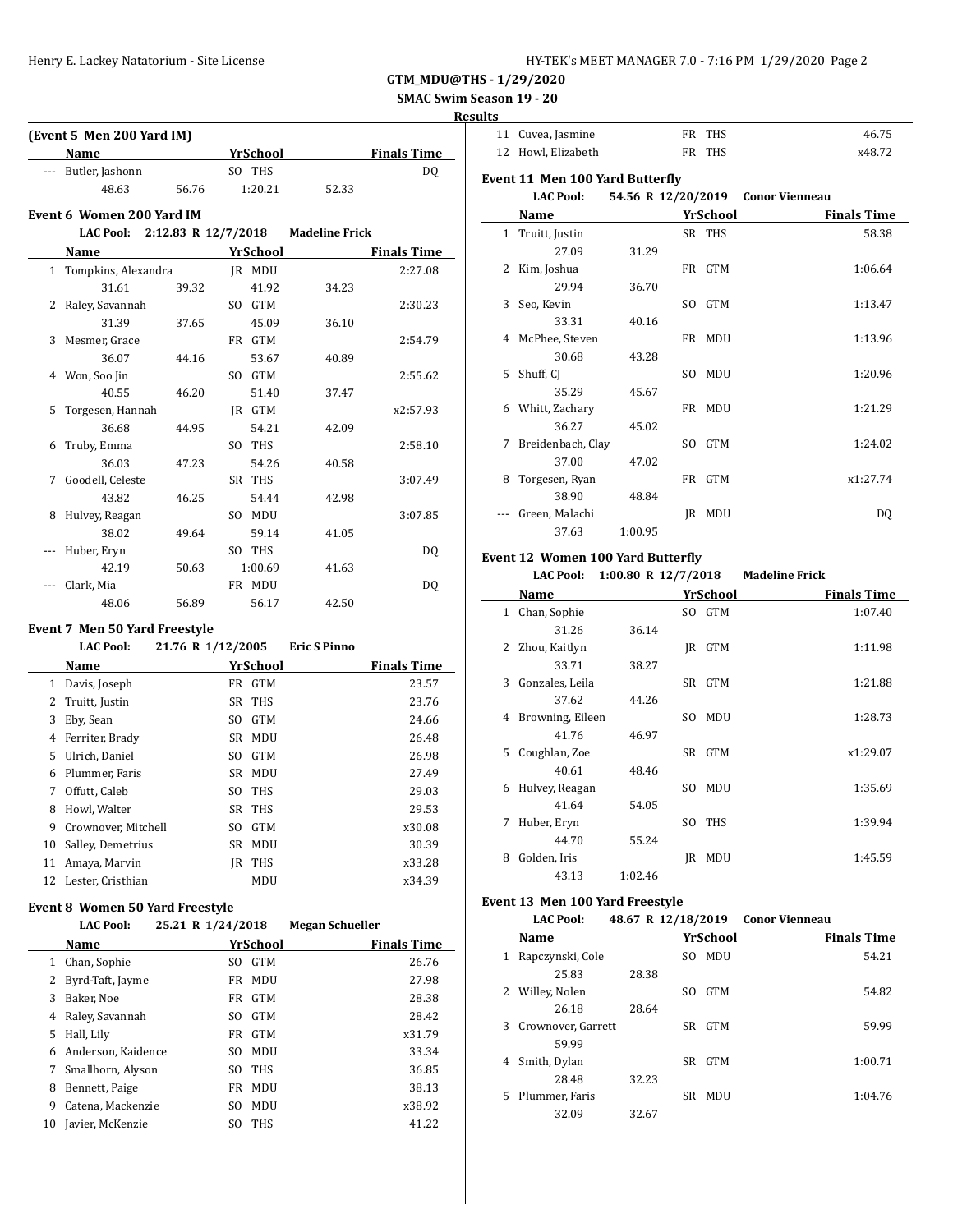GTM_MDU@THS - 1/29/2020

SMAC Swim Season 19 - 20

Results

## (Event 5 Men 200 Yard IM)

| | Name | YrSchool | | Finals Time |
|---|---|---|---|---|
| --- | Butler, Jashonn | SO THS | | DQ |
| | 48.63 | 56.76 | 1:20.21 | 52.33 |

## Event 6 Women 200 Yard IM

LAC Pool: 2:12.83 R 12/7/2018 Madeline Frick

| | Name | | YrSchool | | Finals Time |
|---|---|---|---|---|---|
| 1 | Tompkins, Alexandra | | JR MDU | | 2:27.08 |
| | 31.61 | 39.32 | 41.92 | 34.23 | |
| 2 | Raley, Savannah | | SO GTM | | 2:30.23 |
| | 31.39 | 37.65 | 45.09 | 36.10 | |
| 3 | Mesmer, Grace | | FR GTM | | 2:54.79 |
| | 36.07 | 44.16 | 53.67 | 40.89 | |
| 4 | Won, Soo Jin | | SO GTM | | 2:55.62 |
| | 40.55 | 46.20 | 51.40 | 37.47 | |
| 5 | Torgesen, Hannah | | JR GTM | | x2:57.93 |
| | 36.68 | 44.95 | 54.21 | 42.09 | |
| 6 | Truby, Emma | | SO THS | | 2:58.10 |
| | 36.03 | 47.23 | 54.26 | 40.58 | |
| 7 | Goodell, Celeste | | SR THS | | 3:07.49 |
| | 43.82 | 46.25 | 54.44 | 42.98 | |
| 8 | Hulvey, Reagan | | SO MDU | | 3:07.85 |
| | 38.02 | 49.64 | 59.14 | 41.05 | |
| --- | Huber, Eryn | | SO THS | | DQ |
| | 42.19 | 50.63 | 1:00.69 | 41.63 | |
| --- | Clark, Mia | | FR MDU | | DQ |
| | 48.06 | 56.89 | 56.17 | 42.50 | |

## Event 7 Men 50 Yard Freestyle

LAC Pool: 21.76 R 1/12/2005 Eric S Pinno

| | Name | YrSchool | Finals Time |
|---|---|---|---|
| 1 | Davis, Joseph | FR GTM | 23.57 |
| 2 | Truitt, Justin | SR THS | 23.76 |
| 3 | Eby, Sean | SO GTM | 24.66 |
| 4 | Ferriter, Brady | SR MDU | 26.48 |
| 5 | Ulrich, Daniel | SO GTM | 26.98 |
| 6 | Plummer, Faris | SR MDU | 27.49 |
| 7 | Offutt, Caleb | SO THS | 29.03 |
| 8 | Howl, Walter | SR THS | 29.53 |
| 9 | Crownover, Mitchell | SO GTM | x30.08 |
| 10 | Salley, Demetrius | SR MDU | 30.39 |
| 11 | Amaya, Marvin | JR THS | x33.28 |
| 12 | Lester, Cristhian | MDU | x34.39 |

## Event 8 Women 50 Yard Freestyle

LAC Pool: 25.21 R 1/24/2018 Megan Schueller

| | Name | YrSchool | Finals Time |
|---|---|---|---|
| 1 | Chan, Sophie | SO GTM | 26.76 |
| 2 | Byrd-Taft, Jayme | FR MDU | 27.98 |
| 3 | Baker, Noe | FR GTM | 28.38 |
| 4 | Raley, Savannah | SO GTM | 28.42 |
| 5 | Hall, Lily | FR GTM | x31.79 |
| 6 | Anderson, Kaidence | SO MDU | 33.34 |
| 7 | Smallhorn, Alyson | SO THS | 36.85 |
| 8 | Bennett, Paige | FR MDU | 38.13 |
| 9 | Catena, Mackenzie | SO MDU | x38.92 |
| 10 | Javier, McKenzie | SO THS | 41.22 |
| 11 | Cuvea, Jasmine | FR THS | 46.75 |
| 12 | Howl, Elizabeth | FR THS | x48.72 |

## Event 11 Men 100 Yard Butterfly

LAC Pool: 54.56 R 12/20/2019 Conor Vienneau

| | Name | | YrSchool | Finals Time |
|---|---|---|---|---|
| 1 | Truitt, Justin | | SR THS | 58.38 |
| | 27.09 | 31.29 | | |
| 2 | Kim, Joshua | | FR GTM | 1:06.64 |
| | 29.94 | 36.70 | | |
| 3 | Seo, Kevin | | SO GTM | 1:13.47 |
| | 33.31 | 40.16 | | |
| 4 | McPhee, Steven | | FR MDU | 1:13.96 |
| | 30.68 | 43.28 | | |
| 5 | Shuff, CJ | | SO MDU | 1:20.96 |
| | 35.29 | 45.67 | | |
| 6 | Whitt, Zachary | | FR MDU | 1:21.29 |
| | 36.27 | 45.02 | | |
| 7 | Breidenbach, Clay | | SO GTM | 1:24.02 |
| | 37.00 | 47.02 | | |
| 8 | Torgesen, Ryan | | FR GTM | x1:27.74 |
| | 38.90 | 48.84 | | |
| --- | Green, Malachi | | JR MDU | DQ |
| | 37.63 | 1:00.95 | | |

## Event 12 Women 100 Yard Butterfly

LAC Pool: 1:00.80 R 12/7/2018 Madeline Frick

| | Name | | YrSchool | Finals Time |
|---|---|---|---|---|
| 1 | Chan, Sophie | | SO GTM | 1:07.40 |
| | 31.26 | 36.14 | | |
| 2 | Zhou, Kaitlyn | | JR GTM | 1:11.98 |
| | 33.71 | 38.27 | | |
| 3 | Gonzales, Leila | | SR GTM | 1:21.88 |
| | 37.62 | 44.26 | | |
| 4 | Browning, Eileen | | SO MDU | 1:28.73 |
| | 41.76 | 46.97 | | |
| 5 | Coughlan, Zoe | | SR GTM | x1:29.07 |
| | 40.61 | 48.46 | | |
| 6 | Hulvey, Reagan | | SO MDU | 1:35.69 |
| | 41.64 | 54.05 | | |
| 7 | Huber, Eryn | | SO THS | 1:39.94 |
| | 44.70 | 55.24 | | |
| 8 | Golden, Iris | | JR MDU | 1:45.59 |
| | 43.13 | 1:02.46 | | |

## Event 13 Men 100 Yard Freestyle

LAC Pool: 48.67 R 12/18/2019 Conor Vienneau

| | Name | | YrSchool | Finals Time |
|---|---|---|---|---|
| 1 | Rapczynski, Cole | | SO MDU | 54.21 |
| | 25.83 | 28.38 | | |
| 2 | Willey, Nolen | | SO GTM | 54.82 |
| | 26.18 | 28.64 | | |
| 3 | Crownover, Garrett | | SR GTM | 59.99 |
| | 59.99 | | | |
| 4 | Smith, Dylan | | SR GTM | 1:00.71 |
| | 28.48 | 32.23 | | |
| 5 | Plummer, Faris | | SR MDU | 1:04.76 |
| | 32.09 | 32.67 | | |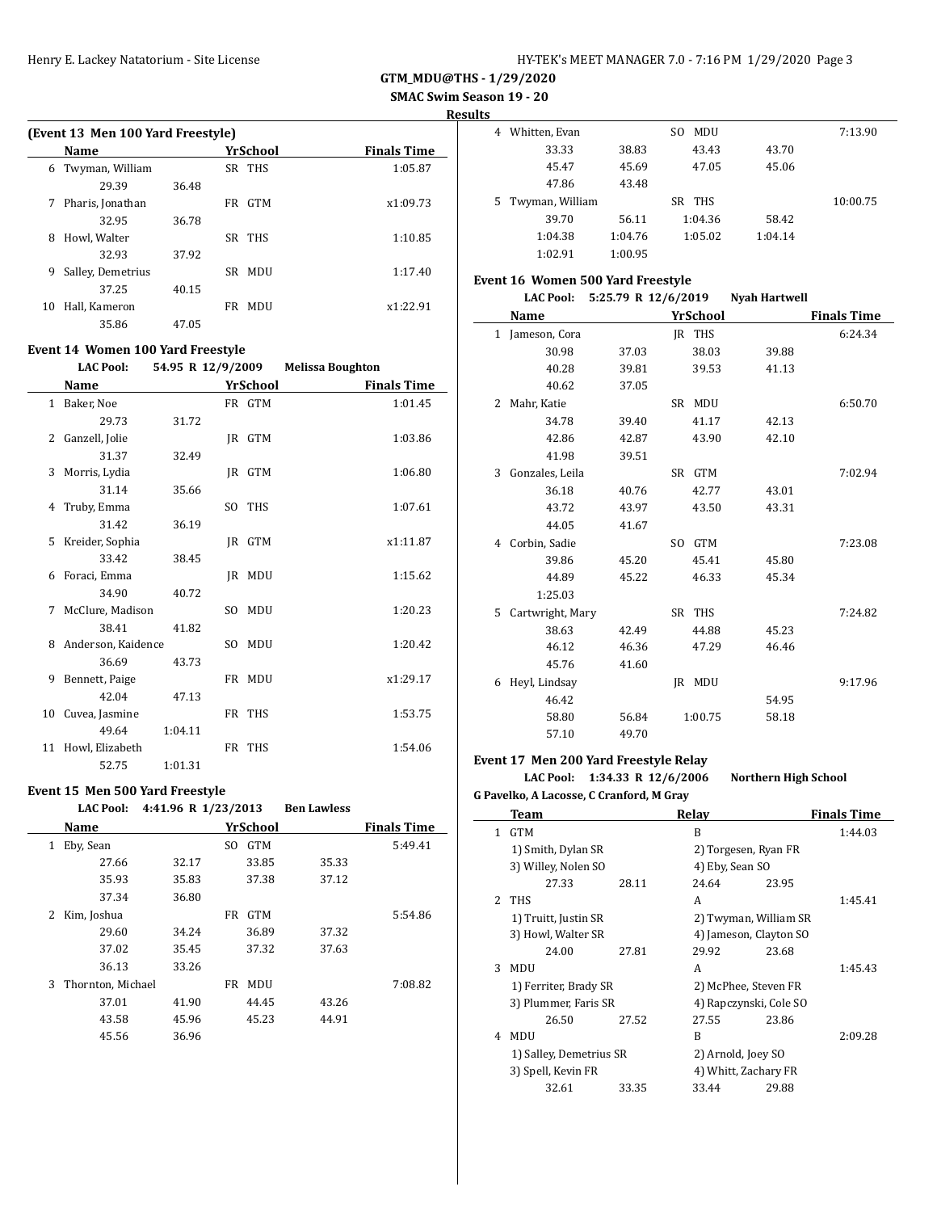**GTM_MDU@THS - 1/29/2020**

**SMAC Swim Season 19 - 20**

**Results**

## (Event 13 Men 100 Yard Freestyle)

| | Name | | YrSchool | | Finals Time |
|---|---|---|---|---|---|
| 6 | Twyman, William | | SR THS | | 1:05.87 |
| | 29.39 | 36.48 | | | |
| 7 | Pharis, Jonathan | | FR GTM | | x1:09.73 |
| | 32.95 | 36.78 | | | |
| 8 | Howl, Walter | | SR THS | | 1:10.85 |
| | 32.93 | 37.92 | | | |
| 9 | Salley, Demetrius | | SR MDU | | 1:17.40 |
| | 37.25 | 40.15 | | | |
| 10 | Hall, Kameron | | FR MDU | | x1:22.91 |
| | 35.86 | 47.05 | | | |

## Event 14 Women 100 Yard Freestyle

**LAC Pool: 54.95 R 12/9/2009 Melissa Boughton**

| | Name | | YrSchool | | Finals Time |
|---|---|---|---|---|---|
| 1 | Baker, Noe | | FR GTM | | 1:01.45 |
| | 29.73 | 31.72 | | | |
| 2 | Ganzell, Jolie | | JR GTM | | 1:03.86 |
| | 31.37 | 32.49 | | | |
| 3 | Morris, Lydia | | JR GTM | | 1:06.80 |
| | 31.14 | 35.66 | | | |
| 4 | Truby, Emma | | SO THS | | 1:07.61 |
| | 31.42 | 36.19 | | | |
| 5 | Kreider, Sophia | | JR GTM | | x1:11.87 |
| | 33.42 | 38.45 | | | |
| 6 | Foraci, Emma | | JR MDU | | 1:15.62 |
| | 34.90 | 40.72 | | | |
| 7 | McClure, Madison | | SO MDU | | 1:20.23 |
| | 38.41 | 41.82 | | | |
| 8 | Anderson, Kaidence | | SO MDU | | 1:20.42 |
| | 36.69 | 43.73 | | | |
| 9 | Bennett, Paige | | FR MDU | | x1:29.17 |
| | 42.04 | 47.13 | | | |
| 10 | Cuvea, Jasmine | | FR THS | | 1:53.75 |
| | 49.64 | 1:04.11 | | | |
| 11 | Howl, Elizabeth | | FR THS | | 1:54.06 |
| | 52.75 | 1:01.31 | | | |

## Event 15 Men 500 Yard Freestyle

**LAC Pool: 4:41.96 R 1/23/2013 Ben Lawless**

| | Name | | YrSchool | | Finals Time |
|---|---|---|---|---|---|
| 1 | Eby, Sean | | SO GTM | | 5:49.41 |
| | 27.66 | 32.17 | 33.85 | 35.33 | |
| | 35.93 | 35.83 | 37.38 | 37.12 | |
| | 37.34 | 36.80 | | | |
| 2 | Kim, Joshua | | FR GTM | | 5:54.86 |
| | 29.60 | 34.24 | 36.89 | 37.32 | |
| | 37.02 | 35.45 | 37.32 | 37.63 | |
| | 36.13 | 33.26 | | | |
| 3 | Thornton, Michael | | FR MDU | | 7:08.82 |
| | 37.01 | 41.90 | 44.45 | 43.26 | |
| | 43.58 | 45.96 | 45.23 | 44.91 | |
| | 45.56 | 36.96 | | | |
| 4 | Whitten, Evan | | SO MDU | | 7:13.90 |
| | 33.33 | 38.83 | 43.43 | 43.70 | |
| | 45.47 | 45.69 | 47.05 | 45.06 | |
| | 47.86 | 43.48 | | | |
| 5 | Twyman, William | | SR THS | | 10:00.75 |
| | 39.70 | 56.11 | 1:04.36 | 58.42 | |
| | 1:04.38 | 1:04.76 | 1:05.02 | 1:04.14 | |
| | 1:02.91 | 1:00.95 | | | |

## Event 16 Women 500 Yard Freestyle

**LAC Pool: 5:25.79 R 12/6/2019 Nyah Hartwell**

| | Name | | YrSchool | | Finals Time |
|---|---|---|---|---|---|
| 1 | Jameson, Cora | | JR THS | | 6:24.34 |
| | 30.98 | 37.03 | 38.03 | 39.88 | |
| | 40.28 | 39.81 | 39.53 | 41.13 | |
| | 40.62 | 37.05 | | | |
| 2 | Mahr, Katie | | SR MDU | | 6:50.70 |
| | 34.78 | 39.40 | 41.17 | 42.13 | |
| | 42.86 | 42.87 | 43.90 | 42.10 | |
| | 41.98 | 39.51 | | | |
| 3 | Gonzales, Leila | | SR GTM | | 7:02.94 |
| | 36.18 | 40.76 | 42.77 | 43.01 | |
| | 43.72 | 43.97 | 43.50 | 43.31 | |
| | 44.05 | 41.67 | | | |
| 4 | Corbin, Sadie | | SO GTM | | 7:23.08 |
| | 39.86 | 45.20 | 45.41 | 45.80 | |
| | 44.89 | 45.22 | 46.33 | 45.34 | |
| | 1:25.03 | | | | |
| 5 | Cartwright, Mary | | SR THS | | 7:24.82 |
| | 38.63 | 42.49 | 44.88 | 45.23 | |
| | 46.12 | 46.36 | 47.29 | 46.46 | |
| | 45.76 | 41.60 | | | |
| 6 | Heyl, Lindsay | | JR MDU | | 9:17.96 |
| | 46.42 | | | 54.95 | |
| | 58.80 | 56.84 | 1:00.75 | 58.18 | |
| | 57.10 | 49.70 | | | |

## Event 17 Men 200 Yard Freestyle Relay

**LAC Pool: 1:34.33 R 12/6/2006 Northern High School**

**G Pavelko, A Lacosse, C Cranford, M Gray**

| | Team | | Relay | | Finals Time |
|---|---|---|---|---|---|
| 1 | GTM | | B | | 1:44.03 |
| | 1) Smith, Dylan SR | | 2) Torgesen, Ryan FR | | |
| | 3) Willey, Nolen SO | | 4) Eby, Sean SO | | |
| | 27.33 | 28.11 | 24.64 | 23.95 | |
| 2 | THS | | A | | 1:45.41 |
| | 1) Truitt, Justin SR | | 2) Twyman, William SR | | |
| | 3) Howl, Walter SR | | 4) Jameson, Clayton SO | | |
| | 24.00 | 27.81 | 29.92 | 23.68 | |
| 3 | MDU | | A | | 1:45.43 |
| | 1) Ferriter, Brady SR | | 2) McPhee, Steven FR | | |
| | 3) Plummer, Faris SR | | 4) Rapczynski, Cole SO | | |
| | 26.50 | 27.52 | 27.55 | 23.86 | |
| 4 | MDU | | B | | 2:09.28 |
| | 1) Salley, Demetrius SR | | 2) Arnold, Joey SO | | |
| | 3) Spell, Kevin FR | | 4) Whitt, Zachary FR | | |
| | 32.61 | 33.35 | 33.44 | 29.88 | |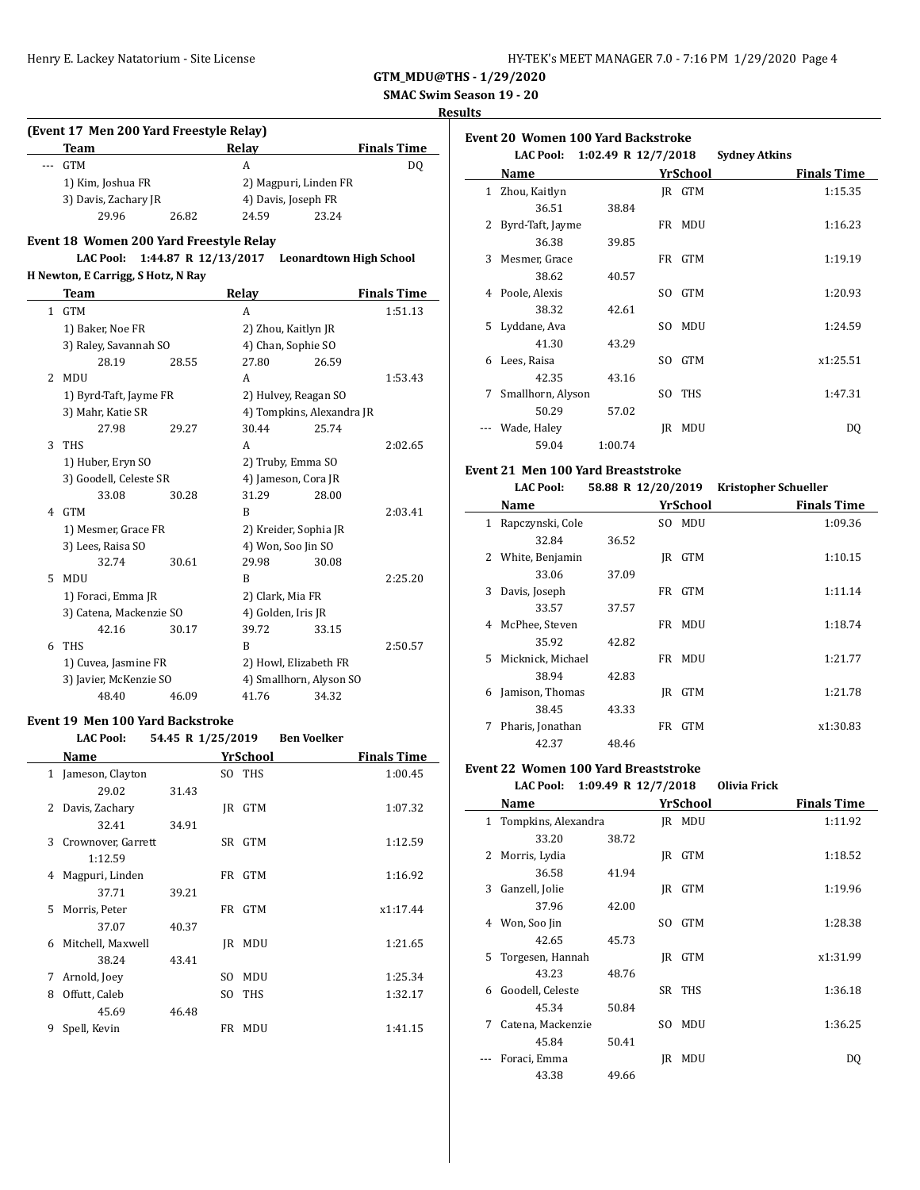**GTM_MDU@THS - 1/29/2020**

**SMAC Swim Season 19 - 20**

**Results**

### (Event 17 Men 200 Yard Freestyle Relay)

| | Team | Relay | Finals Time |
|---|---|---|---|
| --- | GTM | A | DQ |
| | 1) Kim, Joshua FR | 2) Magpuri, Linden FR | |
| | 3) Davis, Zachary JR | 4) Davis, Joseph FR | |
| | 29.96 26.82 | 24.59 23.24 | |

### Event 18 Women 200 Yard Freestyle Relay

**LAC Pool: 1:44.87 R 12/13/2017 Leonardtown High School**
**H Newton, E Carrigg, S Hotz, N Ray**

| | Team | Relay | Finals Time |
|---|---|---|---|
| 1 | GTM | A | 1:51.13 |
| | 1) Baker, Noe FR | 2) Zhou, Kaitlyn JR | |
| | 3) Raley, Savannah SO | 4) Chan, Sophie SO | |
| | 28.19 28.55 | 27.80 26.59 | |
| 2 | MDU | A | 1:53.43 |
| | 1) Byrd-Taft, Jayme FR | 2) Hulvey, Reagan SO | |
| | 3) Mahr, Katie SR | 4) Tompkins, Alexandra JR | |
| | 27.98 29.27 | 30.44 25.74 | |
| 3 | THS | A | 2:02.65 |
| | 1) Huber, Eryn SO | 2) Truby, Emma SO | |
| | 3) Goodell, Celeste SR | 4) Jameson, Cora JR | |
| | 33.08 30.28 | 31.29 28.00 | |
| 4 | GTM | B | 2:03.41 |
| | 1) Mesmer, Grace FR | 2) Kreider, Sophia JR | |
| | 3) Lees, Raisa SO | 4) Won, Soo Jin SO | |
| | 32.74 30.61 | 29.98 30.08 | |
| 5 | MDU | B | 2:25.20 |
| | 1) Foraci, Emma JR | 2) Clark, Mia FR | |
| | 3) Catena, Mackenzie SO | 4) Golden, Iris JR | |
| | 42.16 30.17 | 39.72 33.15 | |
| 6 | THS | B | 2:50.57 |
| | 1) Cuvea, Jasmine FR | 2) Howl, Elizabeth FR | |
| | 3) Javier, McKenzie SO | 4) Smallhorn, Alyson SO | |
| | 48.40 46.09 | 41.76 34.32 | |

### Event 19 Men 100 Yard Backstroke

**LAC Pool: 54.45 R 1/25/2019 Ben Voelker**

| | Name | Yr | School | Finals Time |
|---|---|---|---|---|
| 1 | Jameson, Clayton | SO | THS | 1:00.45 |
| | 29.02 31.43 | | | |
| 2 | Davis, Zachary | JR | GTM | 1:07.32 |
| | 32.41 34.91 | | | |
| 3 | Crownover, Garrett | SR | GTM | 1:12.59 |
| | 1:12.59 | | | |
| 4 | Magpuri, Linden | FR | GTM | 1:16.92 |
| | 37.71 39.21 | | | |
| 5 | Morris, Peter | FR | GTM | x1:17.44 |
| | 37.07 40.37 | | | |
| 6 | Mitchell, Maxwell | JR | MDU | 1:21.65 |
| | 38.24 43.41 | | | |
| 7 | Arnold, Joey | SO | MDU | 1:25.34 |
| 8 | Offutt, Caleb | SO | THS | 1:32.17 |
| | 45.69 46.48 | | | |
| 9 | Spell, Kevin | FR | MDU | 1:41.15 |

### Event 20 Women 100 Yard Backstroke

**LAC Pool: 1:02.49 R 12/7/2018 Sydney Atkins**

| | Name | Yr | School | Finals Time |
|---|---|---|---|---|
| 1 | Zhou, Kaitlyn | JR | GTM | 1:15.35 |
| | 36.51 38.84 | | | |
| 2 | Byrd-Taft, Jayme | FR | MDU | 1:16.23 |
| | 36.38 39.85 | | | |
| 3 | Mesmer, Grace | FR | GTM | 1:19.19 |
| | 38.62 40.57 | | | |
| 4 | Poole, Alexis | SO | GTM | 1:20.93 |
| | 38.32 42.61 | | | |
| 5 | Lyddane, Ava | SO | MDU | 1:24.59 |
| | 41.30 43.29 | | | |
| 6 | Lees, Raisa | SO | GTM | x1:25.51 |
| | 42.35 43.16 | | | |
| 7 | Smallhorn, Alyson | SO | THS | 1:47.31 |
| | 50.29 57.02 | | | |
| --- | Wade, Haley | JR | MDU | DQ |
| | 59.04 1:00.74 | | | |

### Event 21 Men 100 Yard Breaststroke

**LAC Pool: 58.88 R 12/20/2019 Kristopher Schueller**

| | Name | Yr | School | Finals Time |
|---|---|---|---|---|
| 1 | Rapczynski, Cole | SO | MDU | 1:09.36 |
| | 32.84 36.52 | | | |
| 2 | White, Benjamin | JR | GTM | 1:10.15 |
| | 33.06 37.09 | | | |
| 3 | Davis, Joseph | FR | GTM | 1:11.14 |
| | 33.57 37.57 | | | |
| 4 | McPhee, Steven | FR | MDU | 1:18.74 |
| | 35.92 42.82 | | | |
| 5 | Micknick, Michael | FR | MDU | 1:21.77 |
| | 38.94 42.83 | | | |
| 6 | Jamison, Thomas | JR | GTM | 1:21.78 |
| | 38.45 43.33 | | | |
| 7 | Pharis, Jonathan | FR | GTM | x1:30.83 |
| | 42.37 48.46 | | | |

### Event 22 Women 100 Yard Breaststroke

**LAC Pool: 1:09.49 R 12/7/2018 Olivia Frick**

| | Name | Yr | School | Finals Time |
|---|---|---|---|---|
| 1 | Tompkins, Alexandra | JR | MDU | 1:11.92 |
| | 33.20 38.72 | | | |
| 2 | Morris, Lydia | JR | GTM | 1:18.52 |
| | 36.58 41.94 | | | |
| 3 | Ganzell, Jolie | JR | GTM | 1:19.96 |
| | 37.96 42.00 | | | |
| 4 | Won, Soo Jin | SO | GTM | 1:28.38 |
| | 42.65 45.73 | | | |
| 5 | Torgesen, Hannah | JR | GTM | x1:31.99 |
| | 43.23 48.76 | | | |
| 6 | Goodell, Celeste | SR | THS | 1:36.18 |
| | 45.34 50.84 | | | |
| 7 | Catena, Mackenzie | SO | MDU | 1:36.25 |
| | 45.84 50.41 | | | |
| --- | Foraci, Emma | JR | MDU | DQ |
| | 43.38 49.66 | | | |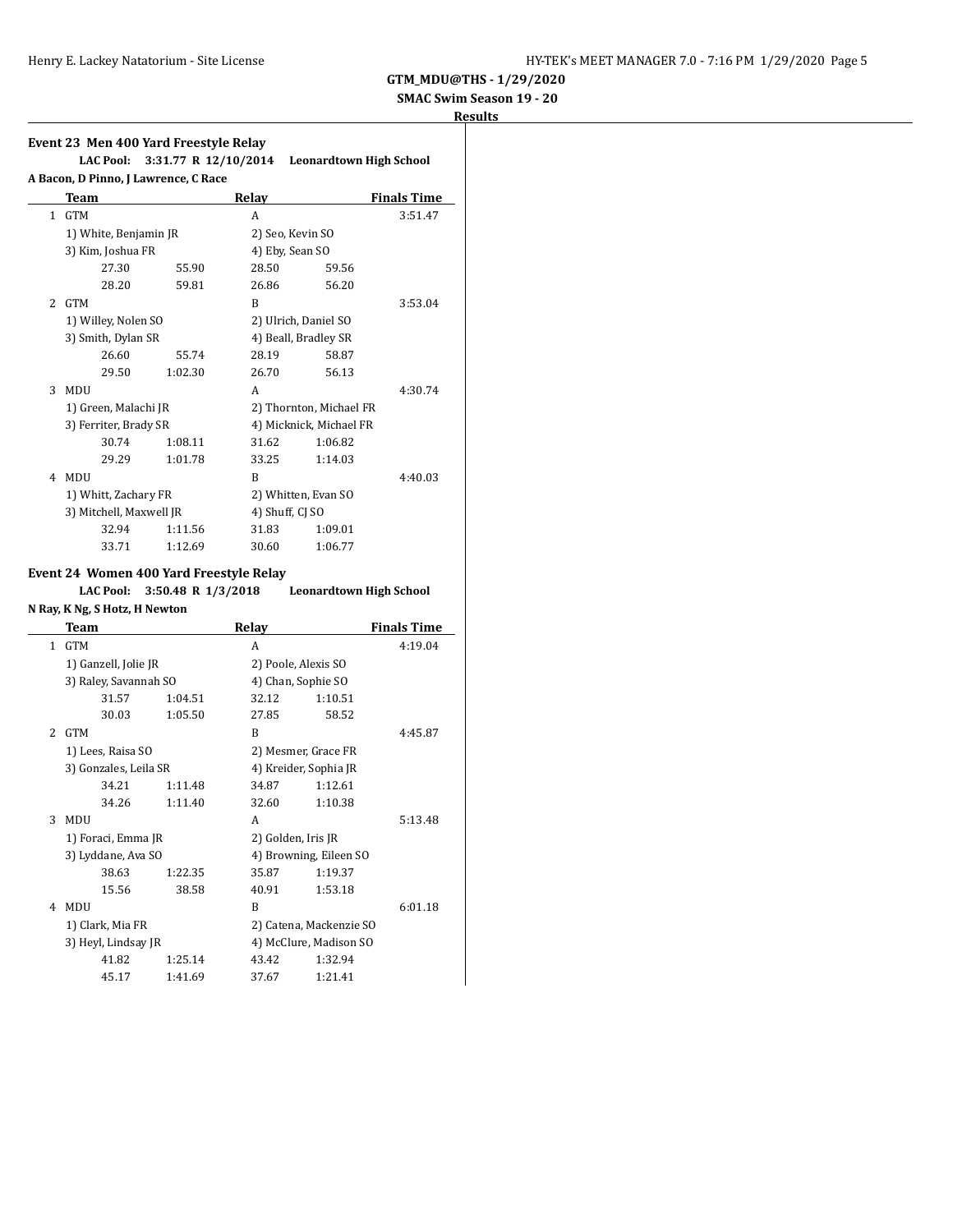GTM_MDU@THS - 1/29/2020

SMAC Swim Season 19 - 20

**Results**

### Event 23 Men 400 Yard Freestyle Relay

**LAC Pool: 3:31.77 R 12/10/2014 Leonardtown High School**

**A Bacon, D Pinno, J Lawrence, C Race**

| | Team | | Relay | | Finals Time |
|---|---|---|---|---|---|
| 1 | GTM | | A | | 3:51.47 |
| | 1) White, Benjamin JR | | 2) Seo, Kevin SO | | |
| | 3) Kim, Joshua FR | | 4) Eby, Sean SO | | |
| | 27.30 | 55.90 | 28.50 | 59.56 | |
| | 28.20 | 59.81 | 26.86 | 56.20 | |
| 2 | GTM | | B | | 3:53.04 |
| | 1) Willey, Nolen SO | | 2) Ulrich, Daniel SO | | |
| | 3) Smith, Dylan SR | | 4) Beall, Bradley SR | | |
| | 26.60 | 55.74 | 28.19 | 58.87 | |
| | 29.50 | 1:02.30 | 26.70 | 56.13 | |
| 3 | MDU | | A | | 4:30.74 |
| | 1) Green, Malachi JR | | 2) Thornton, Michael FR | | |
| | 3) Ferriter, Brady SR | | 4) Micknick, Michael FR | | |
| | 30.74 | 1:08.11 | 31.62 | 1:06.82 | |
| | 29.29 | 1:01.78 | 33.25 | 1:14.03 | |
| 4 | MDU | | B | | 4:40.03 |
| | 1) Whitt, Zachary FR | | 2) Whitten, Evan SO | | |
| | 3) Mitchell, Maxwell JR | | 4) Shuff, CJ SO | | |
| | 32.94 | 1:11.56 | 31.83 | 1:09.01 | |
| | 33.71 | 1:12.69 | 30.60 | 1:06.77 | |

### Event 24 Women 400 Yard Freestyle Relay

**LAC Pool: 3:50.48 R 1/3/2018 Leonardtown High School**

**N Ray, K Ng, S Hotz, H Newton**

| | Team | | Relay | | Finals Time |
|---|---|---|---|---|---|
| 1 | GTM | | A | | 4:19.04 |
| | 1) Ganzell, Jolie JR | | 2) Poole, Alexis SO | | |
| | 3) Raley, Savannah SO | | 4) Chan, Sophie SO | | |
| | 31.57 | 1:04.51 | 32.12 | 1:10.51 | |
| | 30.03 | 1:05.50 | 27.85 | 58.52 | |
| 2 | GTM | | B | | 4:45.87 |
| | 1) Lees, Raisa SO | | 2) Mesmer, Grace FR | | |
| | 3) Gonzales, Leila SR | | 4) Kreider, Sophia JR | | |
| | 34.21 | 1:11.48 | 34.87 | 1:12.61 | |
| | 34.26 | 1:11.40 | 32.60 | 1:10.38 | |
| 3 | MDU | | A | | 5:13.48 |
| | 1) Foraci, Emma JR | | 2) Golden, Iris JR | | |
| | 3) Lyddane, Ava SO | | 4) Browning, Eileen SO | | |
| | 38.63 | 1:22.35 | 35.87 | 1:19.37 | |
| | 15.56 | 38.58 | 40.91 | 1:53.18 | |
| 4 | MDU | | B | | 6:01.18 |
| | 1) Clark, Mia FR | | 2) Catena, Mackenzie SO | | |
| | 3) Heyl, Lindsay JR | | 4) McClure, Madison SO | | |
| | 41.82 | 1:25.14 | 43.42 | 1:32.94 | |
| | 45.17 | 1:41.69 | 37.67 | 1:21.41 | |